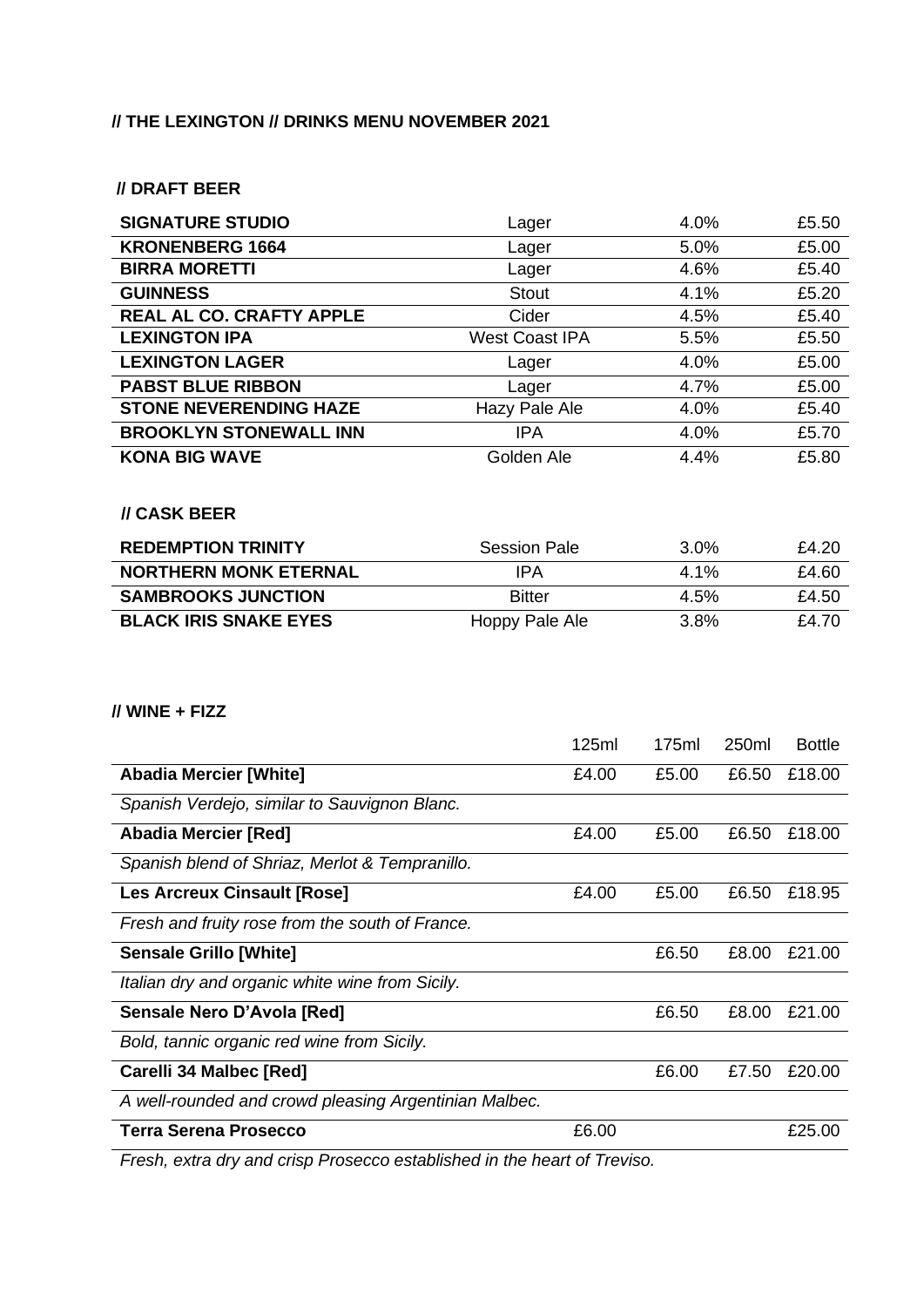# // THE LEXINGTON // DRINKS MENU NOVEMBER 2021

## // DRAFT BEER

| | | | |
|---|---|---|---|
| **SIGNATURE STUDIO** | Lager | 4.0% | £5.50 |
| **KRONENBERG 1664** | Lager | 5.0% | £5.00 |
| **BIRRA MORETTI** | Lager | 4.6% | £5.40 |
| **GUINNESS** | Stout | 4.1% | £5.20 |
| **REAL AL CO. CRAFTY APPLE** | Cider | 4.5% | £5.40 |
| **LEXINGTON IPA** | West Coast IPA | 5.5% | £5.50 |
| **LEXINGTON LAGER** | Lager | 4.0% | £5.00 |
| **PABST BLUE RIBBON** | Lager | 4.7% | £5.00 |
| **STONE NEVERENDING HAZE** | Hazy Pale Ale | 4.0% | £5.40 |
| **BROOKLYN STONEWALL INN** | IPA | 4.0% | £5.70 |
| **KONA BIG WAVE** | Golden Ale | 4.4% | £5.80 |

## // CASK BEER

| | | | |
|---|---|---|---|
| **REDEMPTION TRINITY** | Session Pale | 3.0% | £4.20 |
| **NORTHERN MONK ETERNAL** | IPA | 4.1% | £4.60 |
| **SAMBROOKS JUNCTION** | Bitter | 4.5% | £4.50 |
| **BLACK IRIS SNAKE EYES** | Hoppy Pale Ale | 3.8% | £4.70 |

## // WINE + FIZZ

| | 125ml | 175ml | 250ml | Bottle |
|---|---|---|---|---|
| **Abadia Mercier [White]** | £4.00 | £5.00 | £6.50 | £18.00 |
| *Spanish Verdejo, similar to Sauvignon Blanc.* | | | | |
| **Abadia Mercier [Red]** | £4.00 | £5.00 | £6.50 | £18.00 |
| *Spanish blend of Shriaz, Merlot & Tempranillo.* | | | | |
| **Les Arcreux Cinsault [Rose]** | £4.00 | £5.00 | £6.50 | £18.95 |
| *Fresh and fruity rose from the south of France.* | | | | |
| **Sensale Grillo [White]** | | £6.50 | £8.00 | £21.00 |
| *Italian dry and organic white wine from Sicily.* | | | | |
| **Sensale Nero D'Avola [Red]** | | £6.50 | £8.00 | £21.00 |
| *Bold, tannic organic red wine from Sicily.* | | | | |
| **Carelli 34 Malbec [Red]** | | £6.00 | £7.50 | £20.00 |
| *A well-rounded and crowd pleasing Argentinian Malbec.* | | | | |
| **Terra Serena Prosecco** | £6.00 | | | £25.00 |
| *Fresh, extra dry and crisp Prosecco established in the heart of Treviso.* | | | | |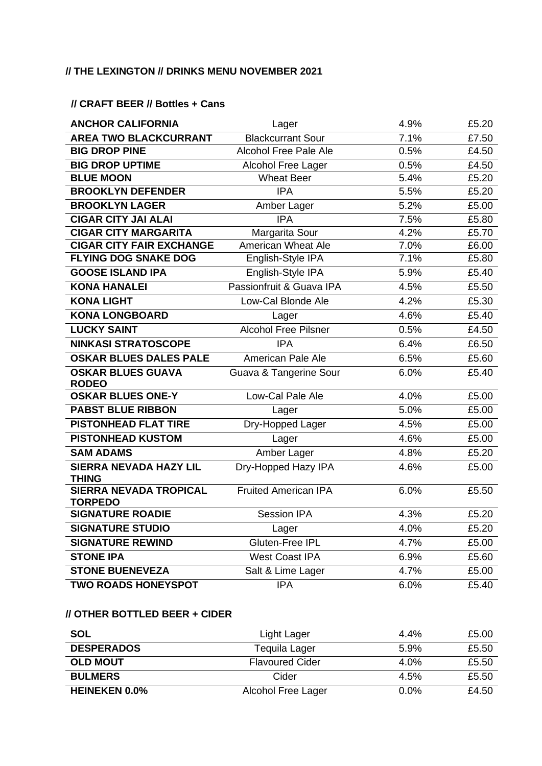## // THE LEXINGTON // DRINKS MENU NOVEMBER 2021

### // CRAFT BEER // Bottles + Cans

| | | | |
|---|---|---|---|
| **ANCHOR CALIFORNIA** | Lager | 4.9% | £5.20 |
| **AREA TWO BLACKCURRANT** | Blackcurrant Sour | 7.1% | £7.50 |
| **BIG DROP PINE** | Alcohol Free Pale Ale | 0.5% | £4.50 |
| **BIG DROP UPTIME** | Alcohol Free Lager | 0.5% | £4.50 |
| **BLUE MOON** | Wheat Beer | 5.4% | £5.20 |
| **BROOKLYN DEFENDER** | IPA | 5.5% | £5.20 |
| **BROOKLYN LAGER** | Amber Lager | 5.2% | £5.00 |
| **CIGAR CITY JAI ALAI** | IPA | 7.5% | £5.80 |
| **CIGAR CITY MARGARITA** | Margarita Sour | 4.2% | £5.70 |
| **CIGAR CITY FAIR EXCHANGE** | American Wheat Ale | 7.0% | £6.00 |
| **FLYING DOG SNAKE DOG** | English-Style IPA | 7.1% | £5.80 |
| **GOOSE ISLAND IPA** | English-Style IPA | 5.9% | £5.40 |
| **KONA HANALEI** | Passionfruit & Guava IPA | 4.5% | £5.50 |
| **KONA LIGHT** | Low-Cal Blonde Ale | 4.2% | £5.30 |
| **KONA LONGBOARD** | Lager | 4.6% | £5.40 |
| **LUCKY SAINT** | Alcohol Free Pilsner | 0.5% | £4.50 |
| **NINKASI STRATOSCOPE** | IPA | 6.4% | £6.50 |
| **OSKAR BLUES DALES PALE** | American Pale Ale | 6.5% | £5.60 |
| **OSKAR BLUES GUAVA RODEO** | Guava & Tangerine Sour | 6.0% | £5.40 |
| **OSKAR BLUES ONE-Y** | Low-Cal Pale Ale | 4.0% | £5.00 |
| **PABST BLUE RIBBON** | Lager | 5.0% | £5.00 |
| **PISTONHEAD FLAT TIRE** | Dry-Hopped Lager | 4.5% | £5.00 |
| **PISTONHEAD KUSTOM** | Lager | 4.6% | £5.00 |
| **SAM ADAMS** | Amber Lager | 4.8% | £5.20 |
| **SIERRA NEVADA HAZY LIL THING** | Dry-Hopped Hazy IPA | 4.6% | £5.00 |
| **SIERRA NEVADA TROPICAL TORPEDO** | Fruited American IPA | 6.0% | £5.50 |
| **SIGNATURE ROADIE** | Session IPA | 4.3% | £5.20 |
| **SIGNATURE STUDIO** | Lager | 4.0% | £5.20 |
| **SIGNATURE REWIND** | Gluten-Free IPL | 4.7% | £5.00 |
| **STONE IPA** | West Coast IPA | 6.9% | £5.60 |
| **STONE BUENEVEZA** | Salt & Lime Lager | 4.7% | £5.00 |
| **TWO ROADS HONEYSPOT** | IPA | 6.0% | £5.40 |

### // OTHER BOTTLED BEER + CIDER

| | | | |
|---|---|---|---|
| **SOL** | Light Lager | 4.4% | £5.00 |
| **DESPERADOS** | Tequila Lager | 5.9% | £5.50 |
| **OLD MOUT** | Flavoured Cider | 4.0% | £5.50 |
| **BULMERS** | Cider | 4.5% | £5.50 |
| **HEINEKEN 0.0%** | Alcohol Free Lager | 0.0% | £4.50 |